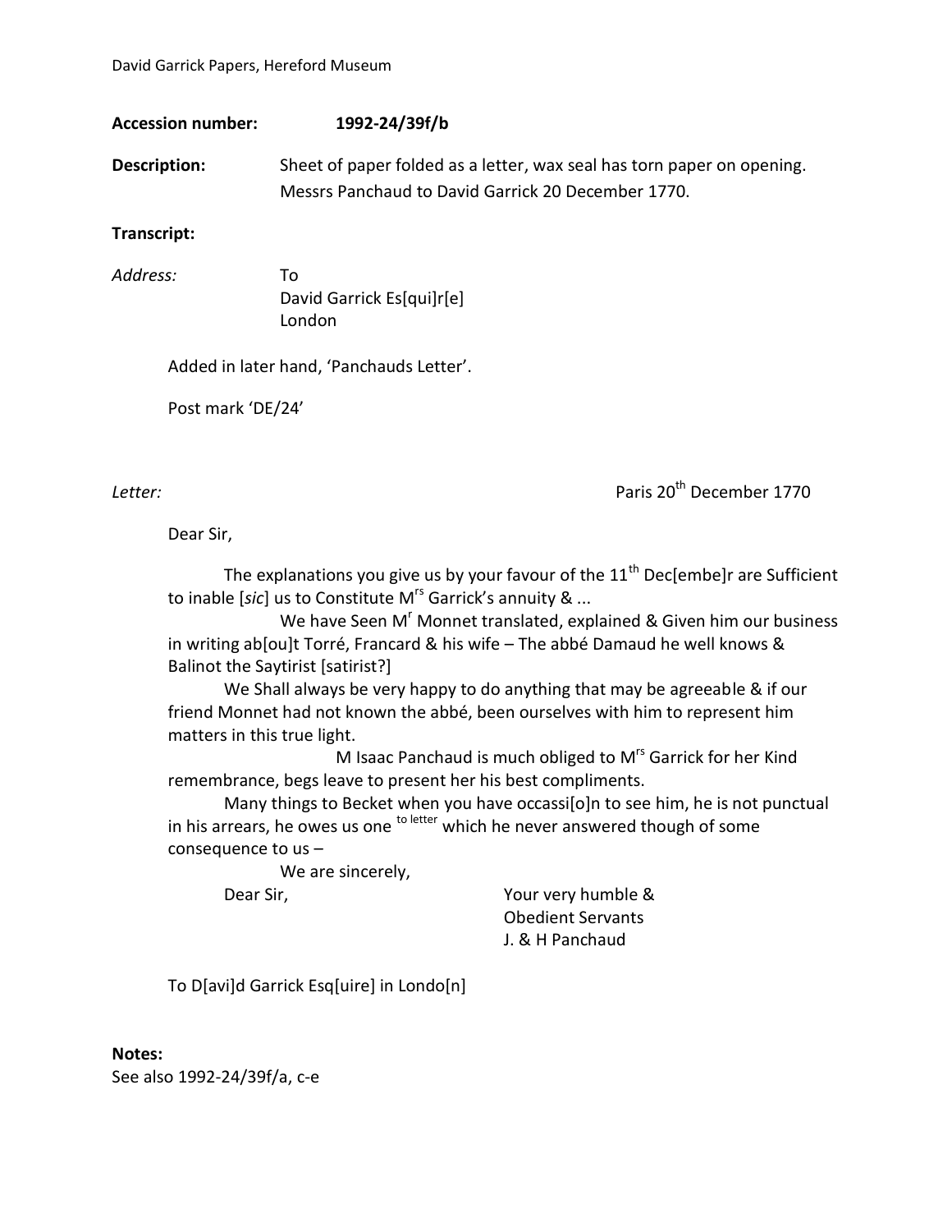David Garrick Papers, Hereford Museum

**Accession number:** **1992-24/39f/b**

**Description:** Sheet of paper folded as a letter, wax seal has torn paper on opening. Messrs Panchaud to David Garrick 20 December 1770.

**Transcript:**

*Address:* To
David Garrick Es[qui]r[e]
London

Added in later hand, 'Panchauds Letter'.

Post mark 'DE/24'

*Letter:* Paris 20th December 1770

Dear Sir,

The explanations you give us by your favour of the 11th Dec[embe]r are Sufficient to inable [*sic*] us to Constitute Mrs Garrick's annuity & ...

We have Seen Mr Monnet translated, explained & Given him our business in writing ab[ou]t Torré, Francard & his wife – The abbé Damaud he well knows & Balinot the Saytirist [satirist?]

We Shall always be very happy to do anything that may be agreeable & if our friend Monnet had not known the abbé, been ourselves with him to represent him matters in this true light.

M Isaac Panchaud is much obliged to Mrs Garrick for her Kind remembrance, begs leave to present her his best compliments.

Many things to Becket when you have occassi[o]n to see him, he is not punctual in his arrears, he owes us one to letter which he never answered though of some consequence to us –

We are sincerely,

Dear Sir,

Your very humble &
Obedient Servants
J. & H Panchaud

To D[avi]d Garrick Esq[uire] in Londo[n]

**Notes:**
See also 1992-24/39f/a, c-e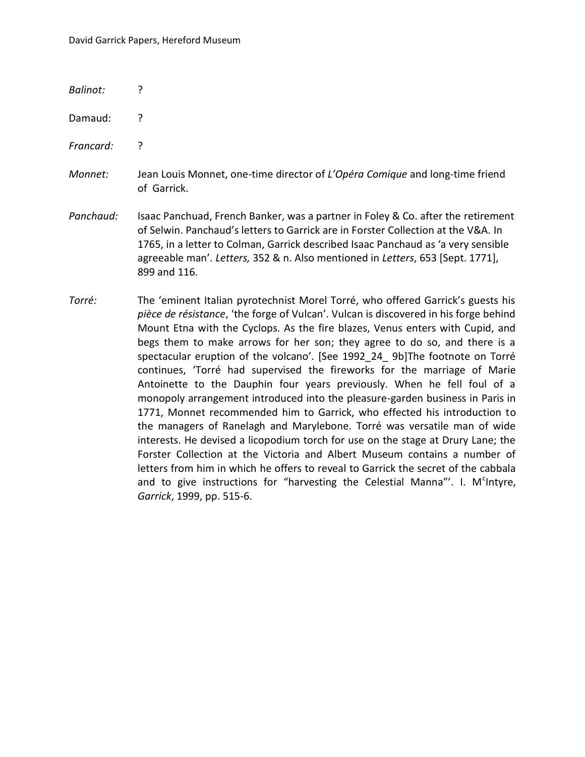*Balinot:* ?

Damaud: ?

*Francard:* ?

*Monnet:* Jean Louis Monnet, one-time director of *L'Opéra Comique* and long-time friend of Garrick.

*Panchaud:* Isaac Panchuad, French Banker, was a partner in Foley & Co. after the retirement of Selwin. Panchaud's letters to Garrick are in Forster Collection at the V&A. In 1765, in a letter to Colman, Garrick described Isaac Panchaud as 'a very sensible agreeable man'. *Letters,* 352 & n. Also mentioned in *Letters*, 653 [Sept. 1771], 899 and 116.

*Torré:* The 'eminent Italian pyrotechnist Morel Torré, who offered Garrick's guests his *pièce de résistance*, 'the forge of Vulcan'. Vulcan is discovered in his forge behind Mount Etna with the Cyclops. As the fire blazes, Venus enters with Cupid, and begs them to make arrows for her son; they agree to do so, and there is a spectacular eruption of the volcano'. [See 1992_24_ 9b]The footnote on Torré continues, 'Torré had supervised the fireworks for the marriage of Marie Antoinette to the Dauphin four years previously. When he fell foul of a monopoly arrangement introduced into the pleasure-garden business in Paris in 1771, Monnet recommended him to Garrick, who effected his introduction to the managers of Ranelagh and Marylebone. Torré was versatile man of wide interests. He devised a licopodium torch for use on the stage at Drury Lane; the Forster Collection at the Victoria and Albert Museum contains a number of letters from him in which he offers to reveal to Garrick the secret of the cabbala and to give instructions for "harvesting the Celestial Manna"'. I. M[c]Intyre, *Garrick*, 1999, pp. 515-6.